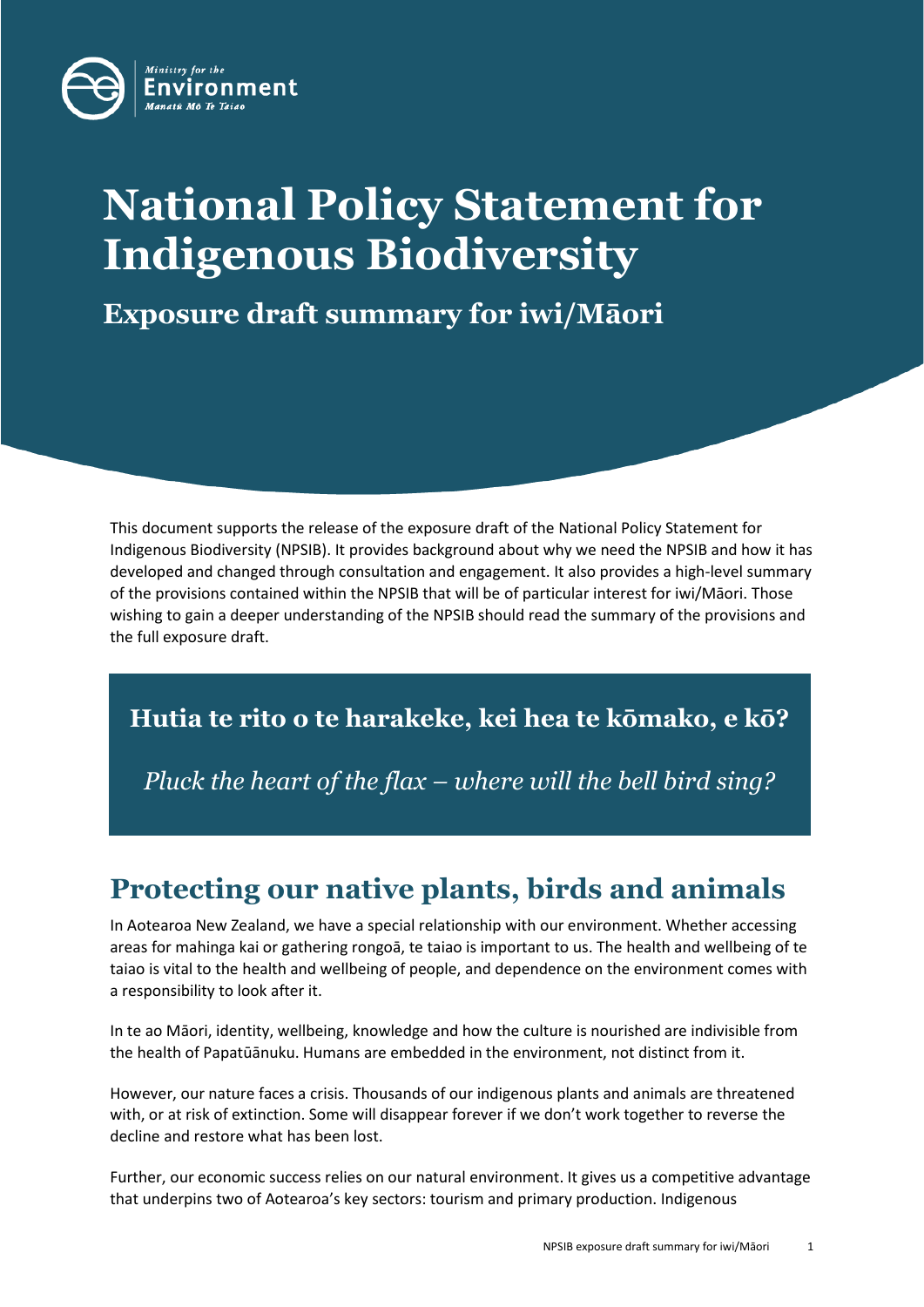Ministry for the Environment
Manatū Mō Te Taiao

# National Policy Statement for Indigenous Biodiversity

## Exposure draft summary for iwi/Māori

This document supports the release of the exposure draft of the National Policy Statement for Indigenous Biodiversity (NPSIB). It provides background about why we need the NPSIB and how it has developed and changed through consultation and engagement. It also provides a high-level summary of the provisions contained within the NPSIB that will be of particular interest for iwi/Māori. Those wishing to gain a deeper understanding of the NPSIB should read the summary of the provisions and the full exposure draft.

> **Hutia te rito o te harakeke, kei hea te kōmako, e kō?**
>
> *Pluck the heart of the flax – where will the bell bird sing?*

## Protecting our native plants, birds and animals

In Aotearoa New Zealand, we have a special relationship with our environment. Whether accessing areas for mahinga kai or gathering rongoā, te taiao is important to us. The health and wellbeing of te taiao is vital to the health and wellbeing of people, and dependence on the environment comes with a responsibility to look after it.

In te ao Māori, identity, wellbeing, knowledge and how the culture is nourished are indivisible from the health of Papatūānuku. Humans are embedded in the environment, not distinct from it.

However, our nature faces a crisis. Thousands of our indigenous plants and animals are threatened with, or at risk of extinction. Some will disappear forever if we don't work together to reverse the decline and restore what has been lost.

Further, our economic success relies on our natural environment. It gives us a competitive advantage that underpins two of Aotearoa's key sectors: tourism and primary production. Indigenous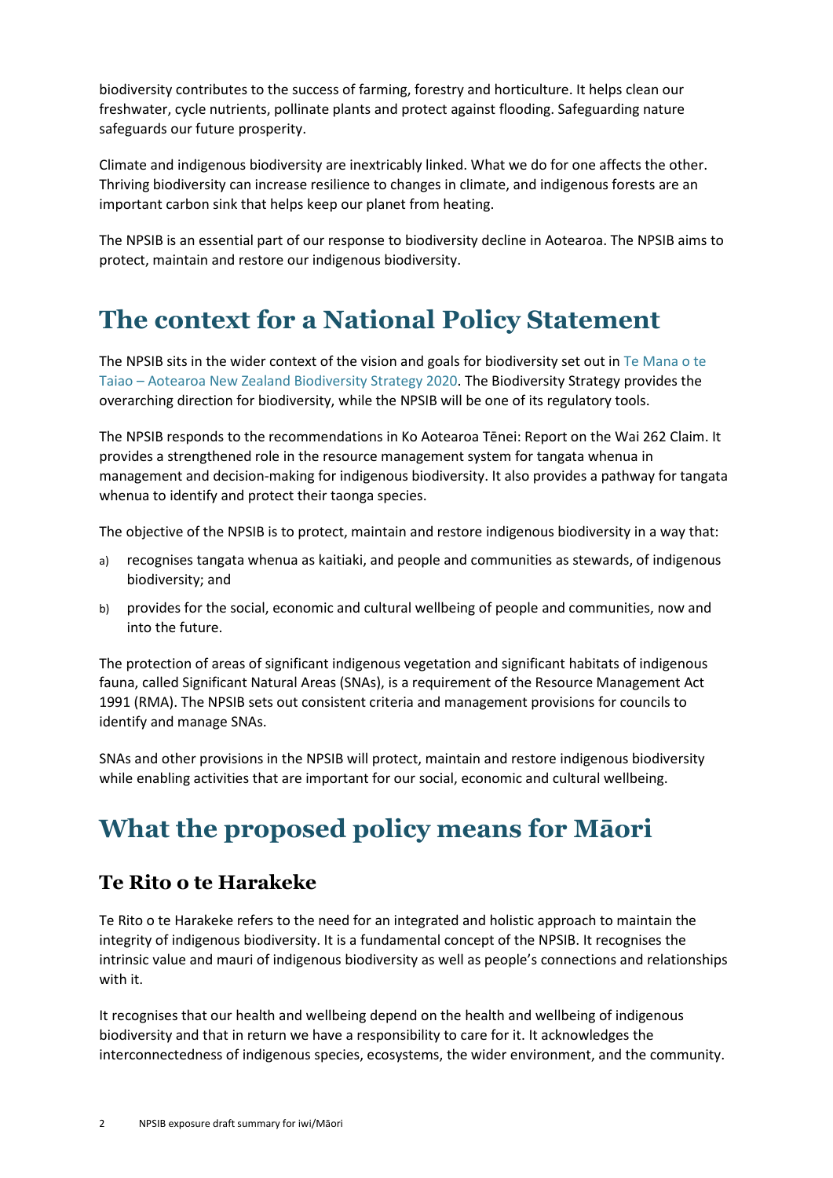biodiversity contributes to the success of farming, forestry and horticulture. It helps clean our freshwater, cycle nutrients, pollinate plants and protect against flooding. Safeguarding nature safeguards our future prosperity.

Climate and indigenous biodiversity are inextricably linked. What we do for one affects the other. Thriving biodiversity can increase resilience to changes in climate, and indigenous forests are an important carbon sink that helps keep our planet from heating.

The NPSIB is an essential part of our response to biodiversity decline in Aotearoa. The NPSIB aims to protect, maintain and restore our indigenous biodiversity.

# The context for a National Policy Statement

The NPSIB sits in the wider context of the vision and goals for biodiversity set out in Te Mana o te Taiao – Aotearoa New Zealand Biodiversity Strategy 2020. The Biodiversity Strategy provides the overarching direction for biodiversity, while the NPSIB will be one of its regulatory tools.

The NPSIB responds to the recommendations in Ko Aotearoa Tēnei: Report on the Wai 262 Claim. It provides a strengthened role in the resource management system for tangata whenua in management and decision-making for indigenous biodiversity. It also provides a pathway for tangata whenua to identify and protect their taonga species.

The objective of the NPSIB is to protect, maintain and restore indigenous biodiversity in a way that:

a) recognises tangata whenua as kaitiaki, and people and communities as stewards, of indigenous biodiversity; and
b) provides for the social, economic and cultural wellbeing of people and communities, now and into the future.

The protection of areas of significant indigenous vegetation and significant habitats of indigenous fauna, called Significant Natural Areas (SNAs), is a requirement of the Resource Management Act 1991 (RMA). The NPSIB sets out consistent criteria and management provisions for councils to identify and manage SNAs.

SNAs and other provisions in the NPSIB will protect, maintain and restore indigenous biodiversity while enabling activities that are important for our social, economic and cultural wellbeing.

# What the proposed policy means for Māori

## Te Rito o te Harakeke

Te Rito o te Harakeke refers to the need for an integrated and holistic approach to maintain the integrity of indigenous biodiversity. It is a fundamental concept of the NPSIB. It recognises the intrinsic value and mauri of indigenous biodiversity as well as people's connections and relationships with it.

It recognises that our health and wellbeing depend on the health and wellbeing of indigenous biodiversity and that in return we have a responsibility to care for it. It acknowledges the interconnectedness of indigenous species, ecosystems, the wider environment, and the community.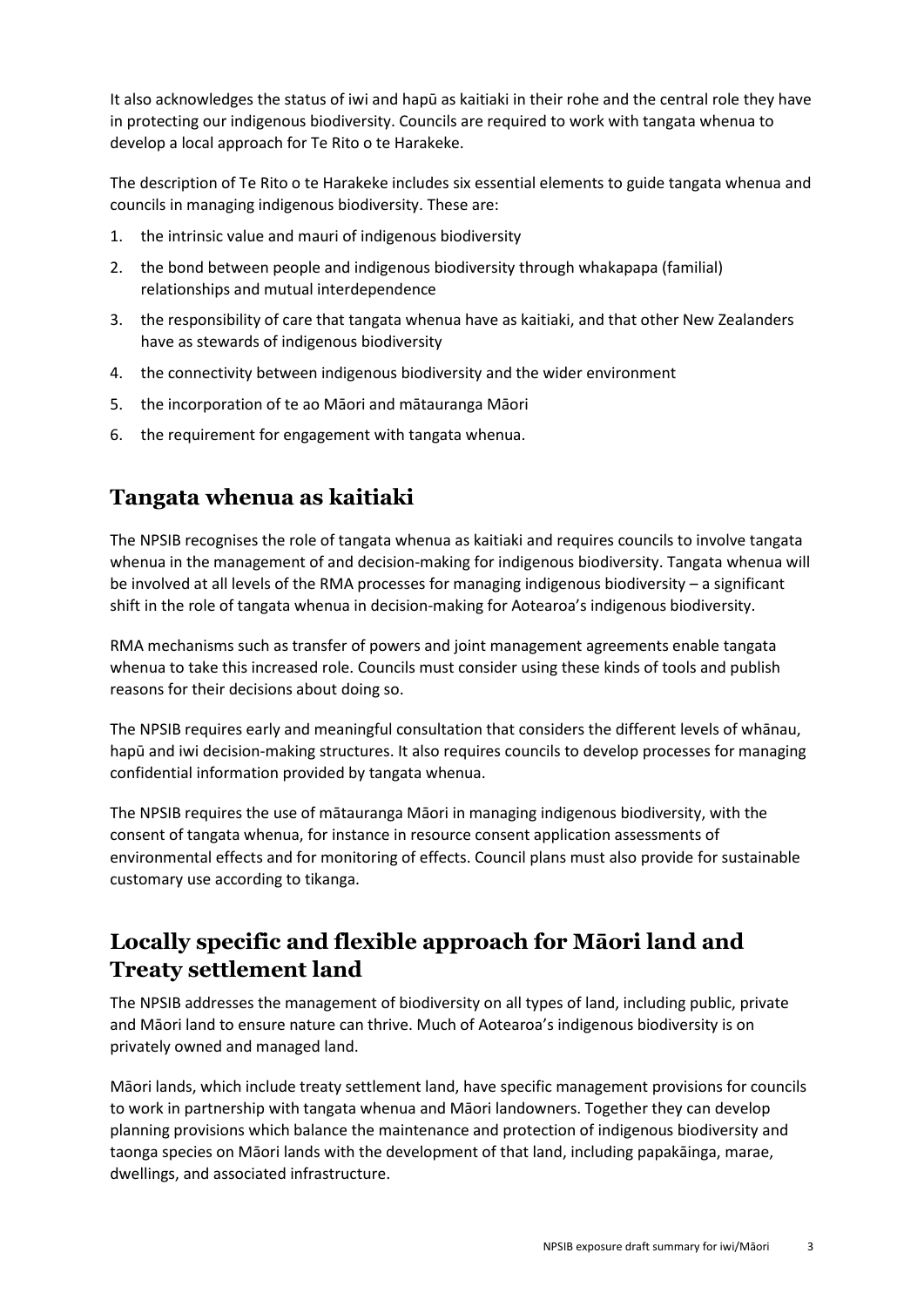It also acknowledges the status of iwi and hapū as kaitiaki in their rohe and the central role they have in protecting our indigenous biodiversity. Councils are required to work with tangata whenua to develop a local approach for Te Rito o te Harakeke.

The description of Te Rito o te Harakeke includes six essential elements to guide tangata whenua and councils in managing indigenous biodiversity. These are:

1. the intrinsic value and mauri of indigenous biodiversity
2. the bond between people and indigenous biodiversity through whakapapa (familial) relationships and mutual interdependence
3. the responsibility of care that tangata whenua have as kaitiaki, and that other New Zealanders have as stewards of indigenous biodiversity
4. the connectivity between indigenous biodiversity and the wider environment
5. the incorporation of te ao Māori and mātauranga Māori
6. the requirement for engagement with tangata whenua.

## Tangata whenua as kaitiaki

The NPSIB recognises the role of tangata whenua as kaitiaki and requires councils to involve tangata whenua in the management of and decision-making for indigenous biodiversity. Tangata whenua will be involved at all levels of the RMA processes for managing indigenous biodiversity – a significant shift in the role of tangata whenua in decision-making for Aotearoa's indigenous biodiversity.

RMA mechanisms such as transfer of powers and joint management agreements enable tangata whenua to take this increased role. Councils must consider using these kinds of tools and publish reasons for their decisions about doing so.

The NPSIB requires early and meaningful consultation that considers the different levels of whānau, hapū and iwi decision-making structures. It also requires councils to develop processes for managing confidential information provided by tangata whenua.

The NPSIB requires the use of mātauranga Māori in managing indigenous biodiversity, with the consent of tangata whenua, for instance in resource consent application assessments of environmental effects and for monitoring of effects. Council plans must also provide for sustainable customary use according to tikanga.

## Locally specific and flexible approach for Māori land and Treaty settlement land

The NPSIB addresses the management of biodiversity on all types of land, including public, private and Māori land to ensure nature can thrive. Much of Aotearoa's indigenous biodiversity is on privately owned and managed land.

Māori lands, which include treaty settlement land, have specific management provisions for councils to work in partnership with tangata whenua and Māori landowners. Together they can develop planning provisions which balance the maintenance and protection of indigenous biodiversity and taonga species on Māori lands with the development of that land, including papakāinga, marae, dwellings, and associated infrastructure.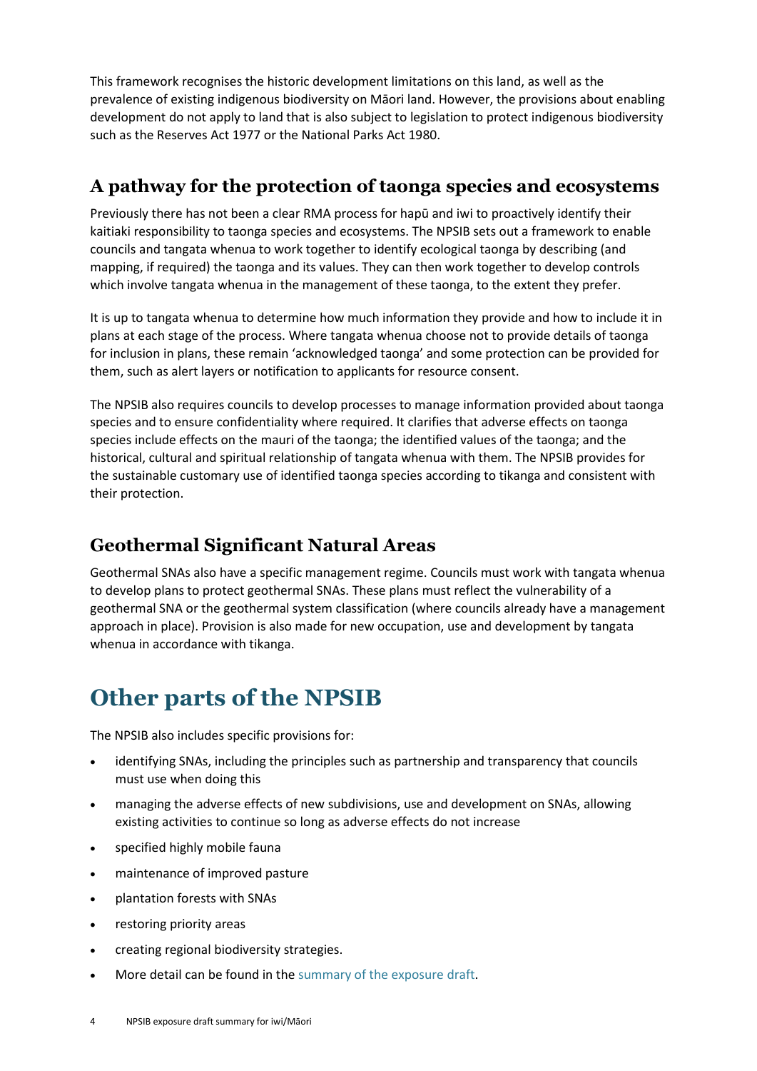This framework recognises the historic development limitations on this land, as well as the prevalence of existing indigenous biodiversity on Māori land. However, the provisions about enabling development do not apply to land that is also subject to legislation to protect indigenous biodiversity such as the Reserves Act 1977 or the National Parks Act 1980.

## A pathway for the protection of taonga species and ecosystems

Previously there has not been a clear RMA process for hapū and iwi to proactively identify their kaitiaki responsibility to taonga species and ecosystems. The NPSIB sets out a framework to enable councils and tangata whenua to work together to identify ecological taonga by describing (and mapping, if required) the taonga and its values. They can then work together to develop controls which involve tangata whenua in the management of these taonga, to the extent they prefer.

It is up to tangata whenua to determine how much information they provide and how to include it in plans at each stage of the process. Where tangata whenua choose not to provide details of taonga for inclusion in plans, these remain 'acknowledged taonga' and some protection can be provided for them, such as alert layers or notification to applicants for resource consent.

The NPSIB also requires councils to develop processes to manage information provided about taonga species and to ensure confidentiality where required. It clarifies that adverse effects on taonga species include effects on the mauri of the taonga; the identified values of the taonga; and the historical, cultural and spiritual relationship of tangata whenua with them. The NPSIB provides for the sustainable customary use of identified taonga species according to tikanga and consistent with their protection.

## Geothermal Significant Natural Areas

Geothermal SNAs also have a specific management regime. Councils must work with tangata whenua to develop plans to protect geothermal SNAs. These plans must reflect the vulnerability of a geothermal SNA or the geothermal system classification (where councils already have a management approach in place). Provision is also made for new occupation, use and development by tangata whenua in accordance with tikanga.

# Other parts of the NPSIB

The NPSIB also includes specific provisions for:

- identifying SNAs, including the principles such as partnership and transparency that councils must use when doing this
- managing the adverse effects of new subdivisions, use and development on SNAs, allowing existing activities to continue so long as adverse effects do not increase
- specified highly mobile fauna
- maintenance of improved pasture
- plantation forests with SNAs
- restoring priority areas
- creating regional biodiversity strategies.
- More detail can be found in the summary of the exposure draft.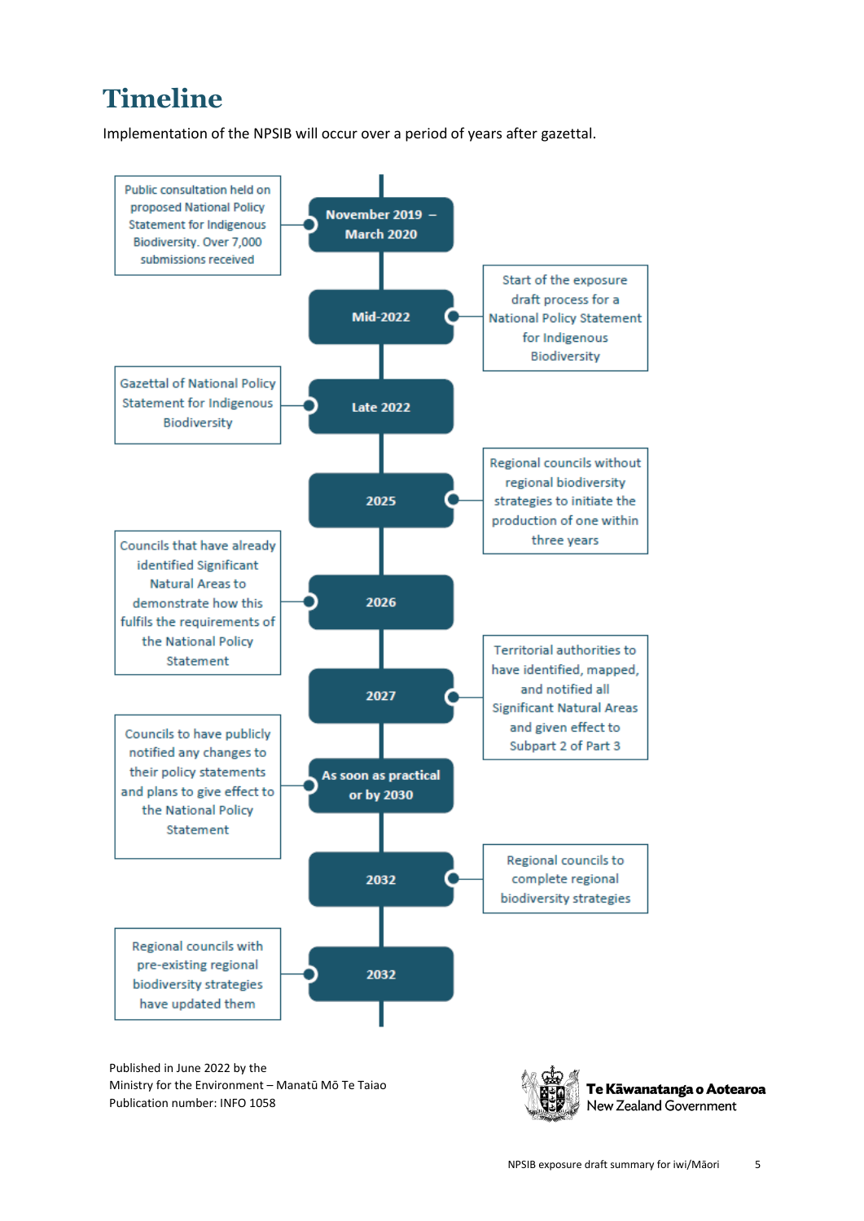# Timeline

Implementation of the NPSIB will occur over a period of years after gazettal.

**November 2019 – March 2020**
Public consultation held on proposed National Policy Statement for Indigenous Biodiversity. Over 7,000 submissions received

**Mid-2022**
Start of the exposure draft process for a National Policy Statement for Indigenous Biodiversity

**Late 2022**
Gazettal of National Policy Statement for Indigenous Biodiversity

**2025**
Regional councils without regional biodiversity strategies to initiate the production of one within three years

**2026**
Councils that have already identified Significant Natural Areas to demonstrate how this fulfils the requirements of the National Policy Statement

**2027**
Territorial authorities to have identified, mapped, and notified all Significant Natural Areas and given effect to Subpart 2 of Part 3

**As soon as practical or by 2030**
Councils to have publicly notified any changes to their policy statements and plans to give effect to the National Policy Statement

**2032**
Regional councils to complete regional biodiversity strategies

**2032**
Regional councils with pre-existing regional biodiversity strategies have updated them

Published in June 2022 by the
Ministry for the Environment – Manatū Mō Te Taiao
Publication number: INFO 1058

Te Kāwanatanga o Aotearoa
New Zealand Government